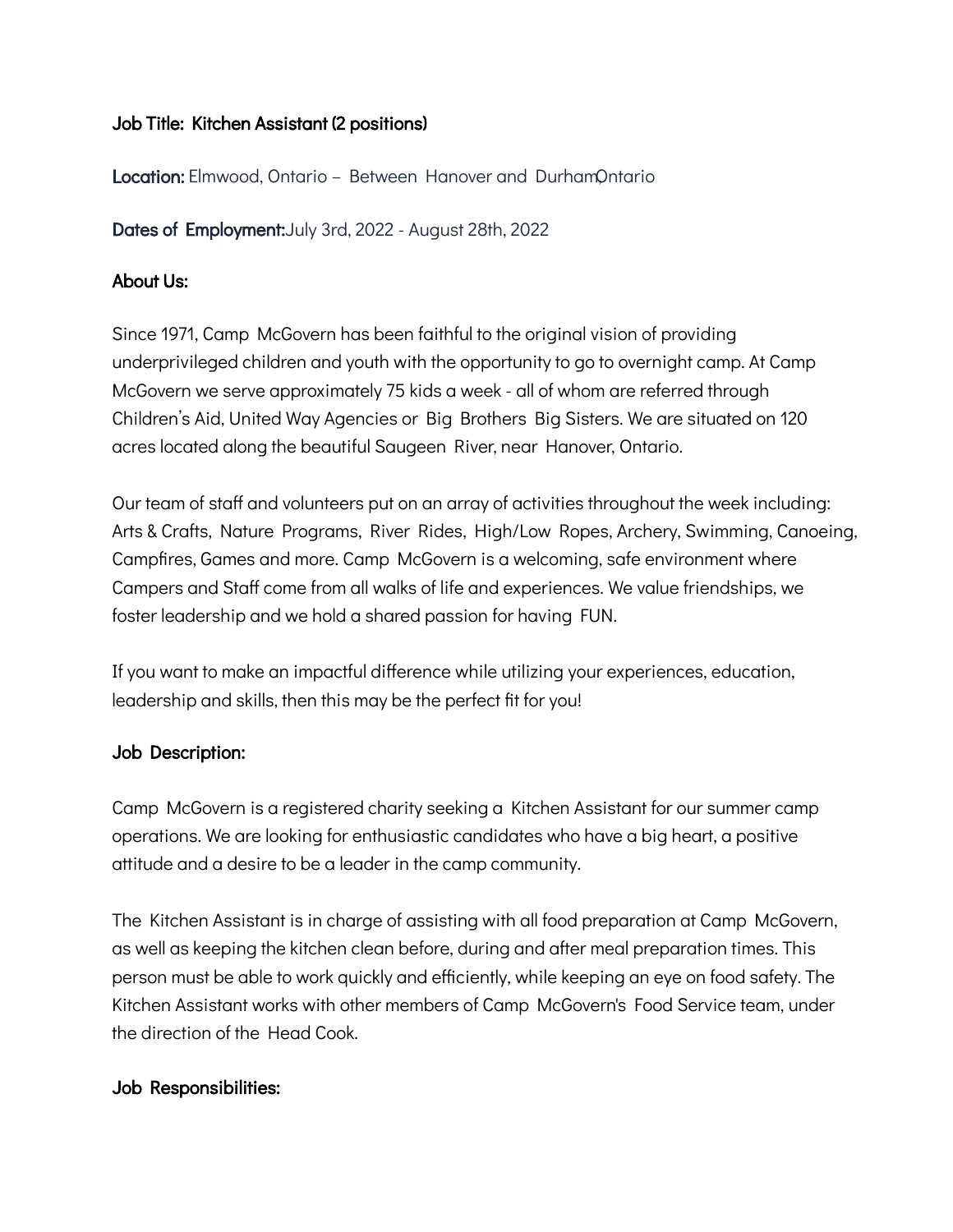**Job Title: Kitchen Assistant (2 positions)**

**Location:** Elmwood, Ontario – Between Hanover and Durham, Ontario

**Dates of Employment:** July 3rd, 2022 - August 28th, 2022

**About Us:**

Since 1971, Camp McGovern has been faithful to the original vision of providing underprivileged children and youth with the opportunity to go to overnight camp. At Camp McGovern we serve approximately 75 kids a week - all of whom are referred through Children's Aid, United Way Agencies or Big Brothers Big Sisters. We are situated on 120 acres located along the beautiful Saugeen River, near Hanover, Ontario.

Our team of staff and volunteers put on an array of activities throughout the week including: Arts & Crafts, Nature Programs, River Rides, High/Low Ropes, Archery, Swimming, Canoeing, Campfires, Games and more. Camp McGovern is a welcoming, safe environment where Campers and Staff come from all walks of life and experiences. We value friendships, we foster leadership and we hold a shared passion for having FUN.

If you want to make an impactful difference while utilizing your experiences, education, leadership and skills, then this may be the perfect fit for you!

**Job Description:**

Camp McGovern is a registered charity seeking a Kitchen Assistant for our summer camp operations. We are looking for enthusiastic candidates who have a big heart, a positive attitude and a desire to be a leader in the camp community.

The Kitchen Assistant is in charge of assisting with all food preparation at Camp McGovern, as well as keeping the kitchen clean before, during and after meal preparation times. This person must be able to work quickly and efficiently, while keeping an eye on food safety. The Kitchen Assistant works with other members of Camp McGovern's Food Service team, under the direction of the Head Cook.

**Job Responsibilities:**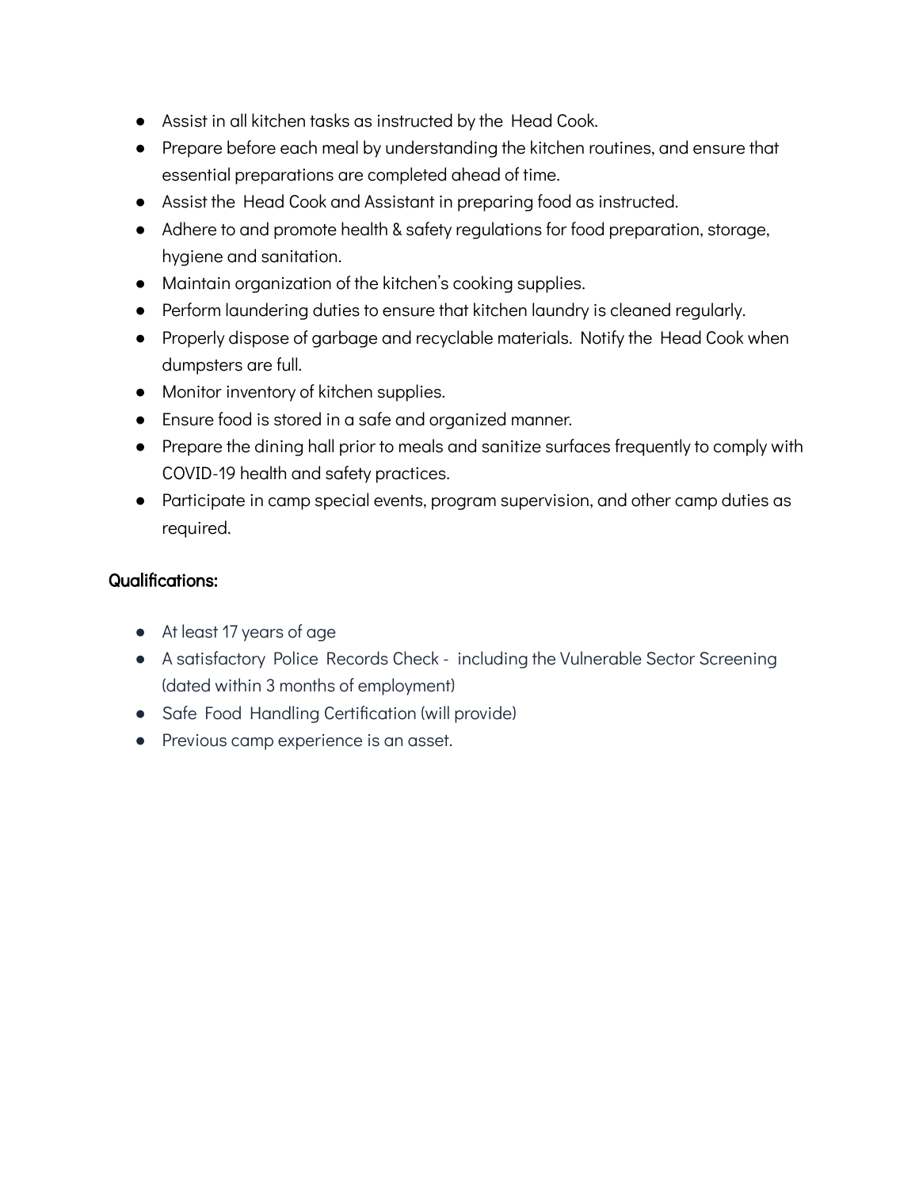- Assist in all kitchen tasks as instructed by the Head Cook.
- Prepare before each meal by understanding the kitchen routines, and ensure that essential preparations are completed ahead of time.
- Assist the Head Cook and Assistant in preparing food as instructed.
- Adhere to and promote health & safety regulations for food preparation, storage, hygiene and sanitation.
- Maintain organization of the kitchen's cooking supplies.
- Perform laundering duties to ensure that kitchen laundry is cleaned regularly.
- Properly dispose of garbage and recyclable materials. Notify the Head Cook when dumpsters are full.
- Monitor inventory of kitchen supplies.
- Ensure food is stored in a safe and organized manner.
- Prepare the dining hall prior to meals and sanitize surfaces frequently to comply with COVID-19 health and safety practices.
- Participate in camp special events, program supervision, and other camp duties as required.

**Qualifications:**

- At least 17 years of age
- A satisfactory Police Records Check - including the Vulnerable Sector Screening (dated within 3 months of employment)
- Safe Food Handling Certification (will provide)
- Previous camp experience is an asset.